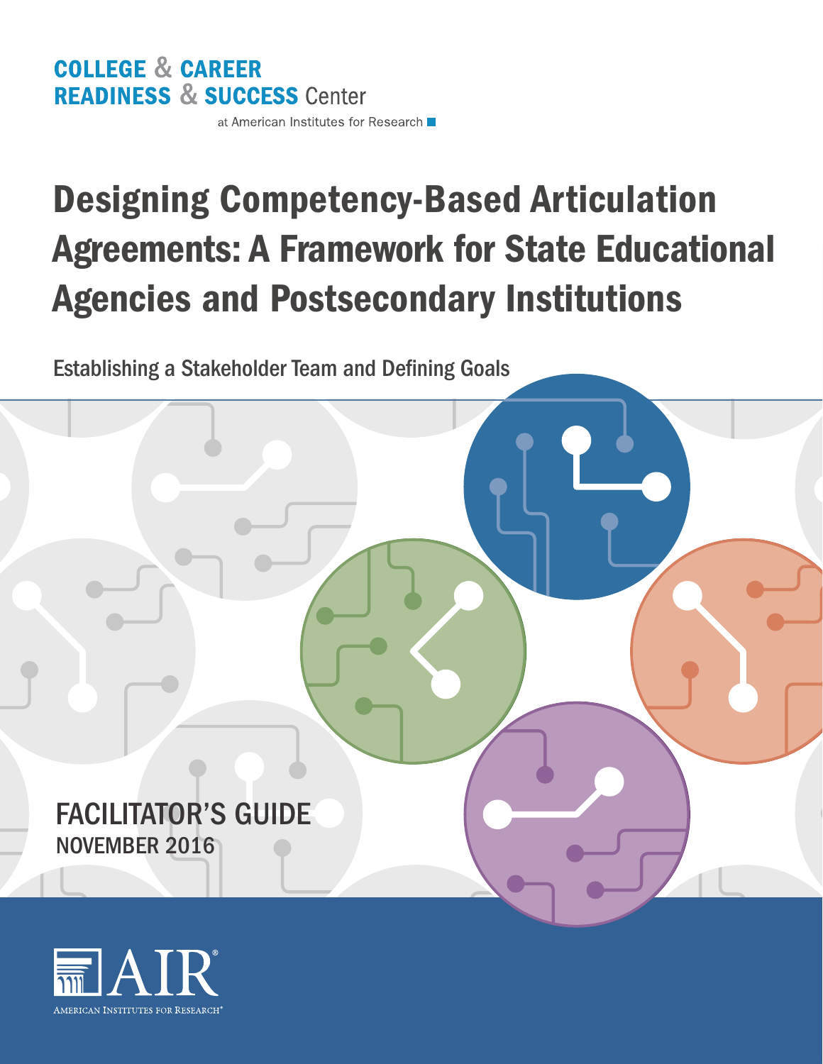COLLEGE & CAREER READINESS & SUCCESS Center

at American Institutes for Research

# Designing Competency-Based Articulation Agreements: A Framework for State Educational Agencies and Postsecondary Institutions

## Establishing a Stakeholder Team and Defining Goals

FACILITATOR'S GUIDE

NOVEMBER 2016

AIR

AMERICAN INSTITUTES FOR RESEARCH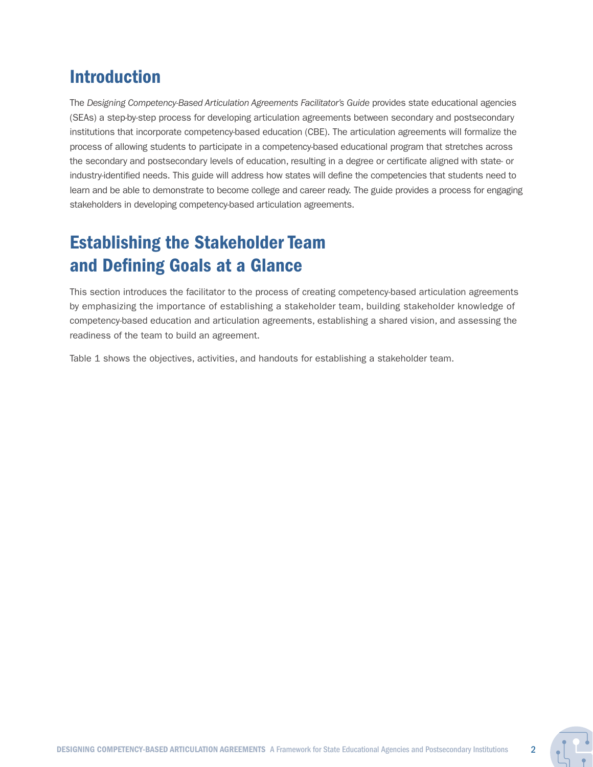## Introduction

The *Designing Competency-Based Articulation Agreements Facilitator's Guide* provides state educational agencies (SEAs) a step-by-step process for developing articulation agreements between secondary and postsecondary institutions that incorporate competency-based education (CBE). The articulation agreements will formalize the process of allowing students to participate in a competency-based educational program that stretches across the secondary and postsecondary levels of education, resulting in a degree or certificate aligned with state- or industry-identified needs. This guide will address how states will define the competencies that students need to learn and be able to demonstrate to become college and career ready. The guide provides a process for engaging stakeholders in developing competency-based articulation agreements.

## Establishing the Stakeholder Team and Defining Goals at a Glance

This section introduces the facilitator to the process of creating competency-based articulation agreements by emphasizing the importance of establishing a stakeholder team, building stakeholder knowledge of competency-based education and articulation agreements, establishing a shared vision, and assessing the readiness of the team to build an agreement.

Table 1 shows the objectives, activities, and handouts for establishing a stakeholder team.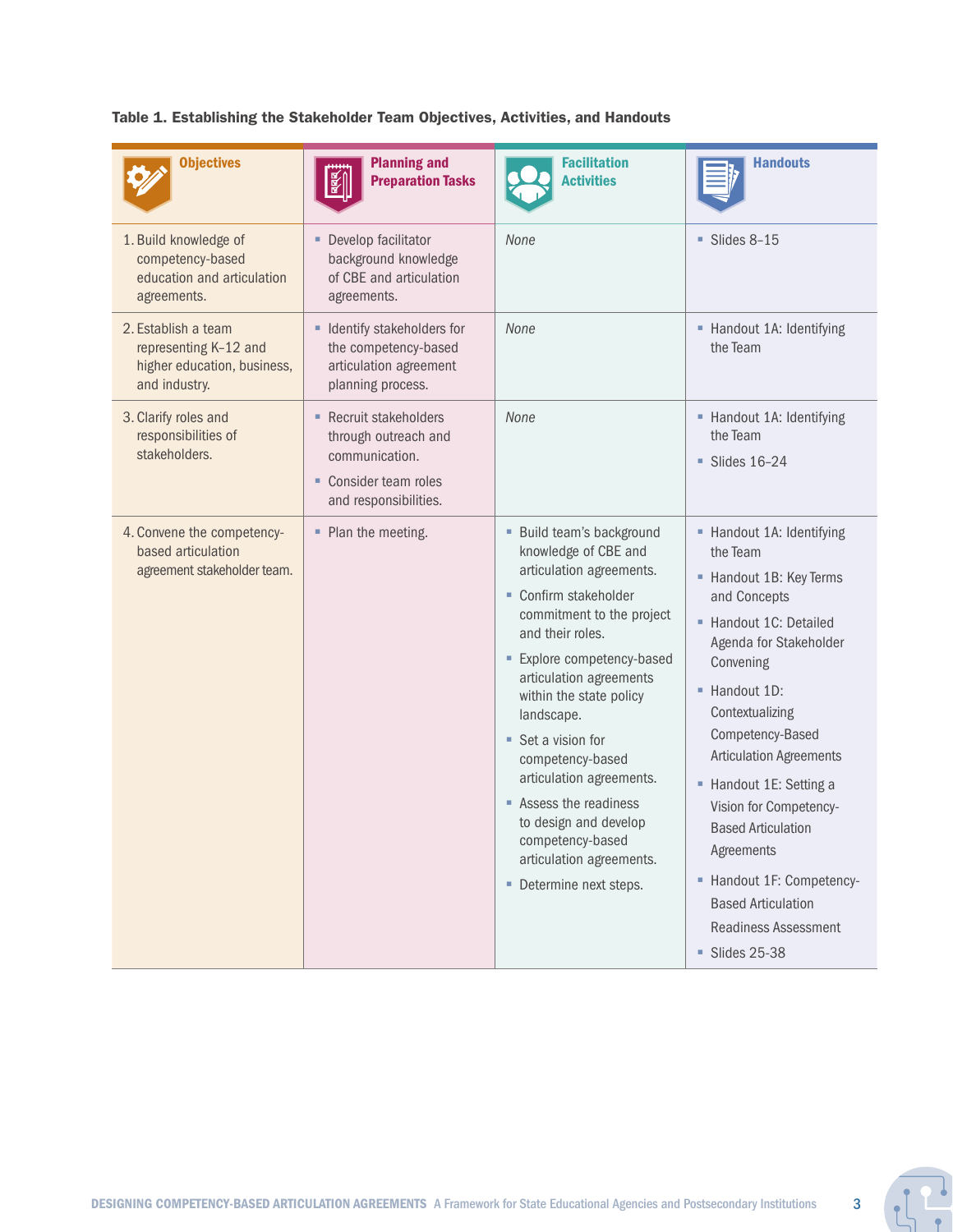**Table 1. Establishing the Stakeholder Team Objectives, Activities, and Handouts**

| Objectives | Planning and Preparation Tasks | Facilitation Activities | Handouts |
|---|---|---|---|
| 1. Build knowledge of competency-based education and articulation agreements. | ▪ Develop facilitator background knowledge of CBE and articulation agreements. | *None* | ▪ Slides 8–15 |
| 2. Establish a team representing K–12 and higher education, business, and industry. | ▪ Identify stakeholders for the competency-based articulation agreement planning process. | *None* | ▪ Handout 1A: Identifying the Team |
| 3. Clarify roles and responsibilities of stakeholders. | ▪ Recruit stakeholders through outreach and communication.<br>▪ Consider team roles and responsibilities. | *None* | ▪ Handout 1A: Identifying the Team<br>▪ Slides 16–24 |
| 4. Convene the competency-based articulation agreement stakeholder team. | ▪ Plan the meeting. | ▪ Build team's background knowledge of CBE and articulation agreements.<br>▪ Confirm stakeholder commitment to the project and their roles.<br>▪ Explore competency-based articulation agreements within the state policy landscape.<br>▪ Set a vision for competency-based articulation agreements.<br>▪ Assess the readiness to design and develop competency-based articulation agreements.<br>▪ Determine next steps. | ▪ Handout 1A: Identifying the Team<br>▪ Handout 1B: Key Terms and Concepts<br>▪ Handout 1C: Detailed Agenda for Stakeholder Convening<br>▪ Handout 1D: Contextualizing Competency-Based Articulation Agreements<br>▪ Handout 1E: Setting a Vision for Competency-Based Articulation Agreements<br>▪ Handout 1F: Competency-Based Articulation Readiness Assessment<br>▪ Slides 25-38 |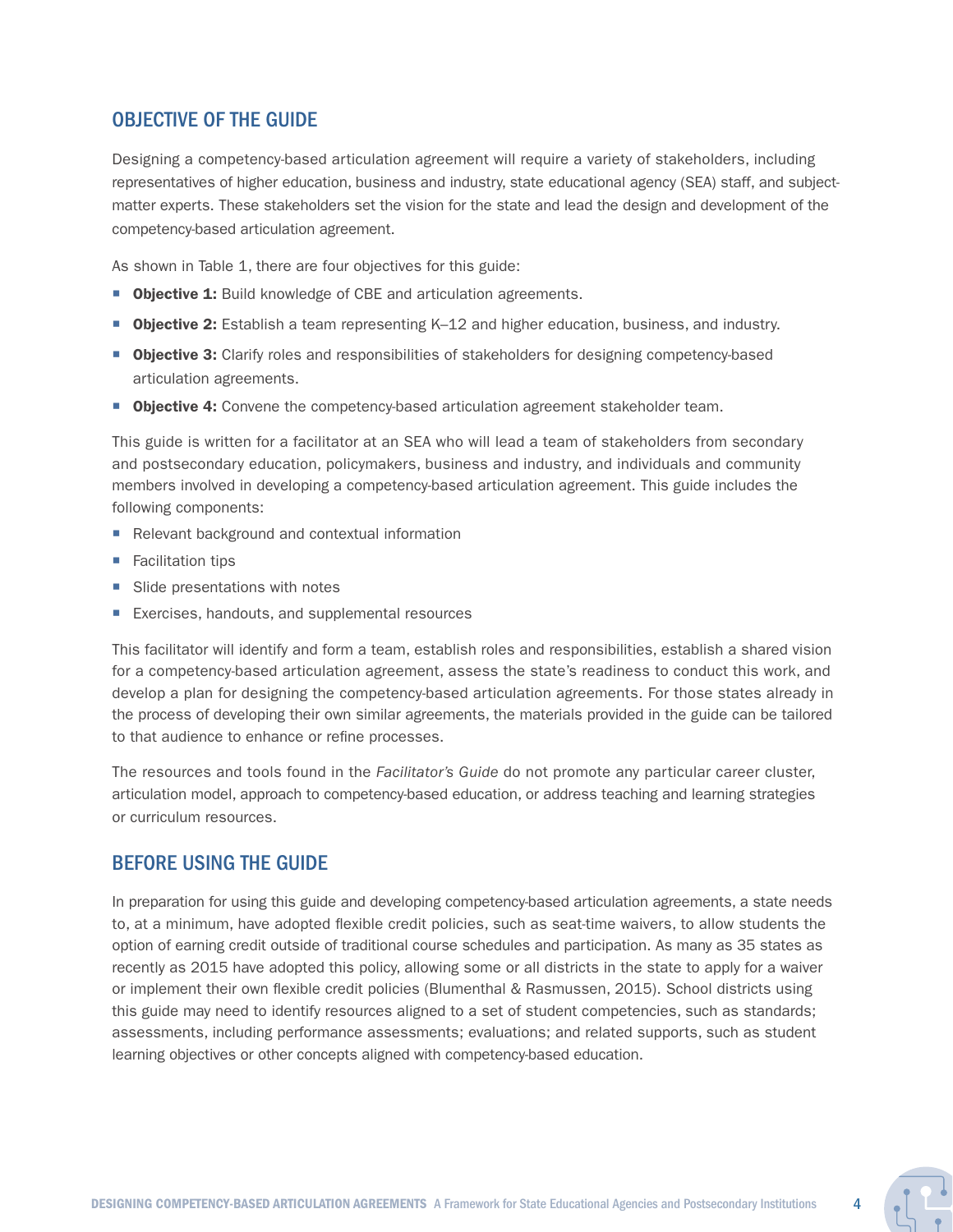## OBJECTIVE OF THE GUIDE

Designing a competency-based articulation agreement will require a variety of stakeholders, including representatives of higher education, business and industry, state educational agency (SEA) staff, and subject-matter experts. These stakeholders set the vision for the state and lead the design and development of the competency-based articulation agreement.

As shown in Table 1, there are four objectives for this guide:

- **Objective 1:** Build knowledge of CBE and articulation agreements.
- **Objective 2:** Establish a team representing K–12 and higher education, business, and industry.
- **Objective 3:** Clarify roles and responsibilities of stakeholders for designing competency-based articulation agreements.
- **Objective 4:** Convene the competency-based articulation agreement stakeholder team.

This guide is written for a facilitator at an SEA who will lead a team of stakeholders from secondary and postsecondary education, policymakers, business and industry, and individuals and community members involved in developing a competency-based articulation agreement. This guide includes the following components:

- Relevant background and contextual information
- Facilitation tips
- Slide presentations with notes
- Exercises, handouts, and supplemental resources

This facilitator will identify and form a team, establish roles and responsibilities, establish a shared vision for a competency-based articulation agreement, assess the state's readiness to conduct this work, and develop a plan for designing the competency-based articulation agreements. For those states already in the process of developing their own similar agreements, the materials provided in the guide can be tailored to that audience to enhance or refine processes.

The resources and tools found in the *Facilitator's Guide* do not promote any particular career cluster, articulation model, approach to competency-based education, or address teaching and learning strategies or curriculum resources.

## BEFORE USING THE GUIDE

In preparation for using this guide and developing competency-based articulation agreements, a state needs to, at a minimum, have adopted flexible credit policies, such as seat-time waivers, to allow students the option of earning credit outside of traditional course schedules and participation. As many as 35 states as recently as 2015 have adopted this policy, allowing some or all districts in the state to apply for a waiver or implement their own flexible credit policies (Blumenthal & Rasmussen, 2015). School districts using this guide may need to identify resources aligned to a set of student competencies, such as standards; assessments, including performance assessments; evaluations; and related supports, such as student learning objectives or other concepts aligned with competency-based education.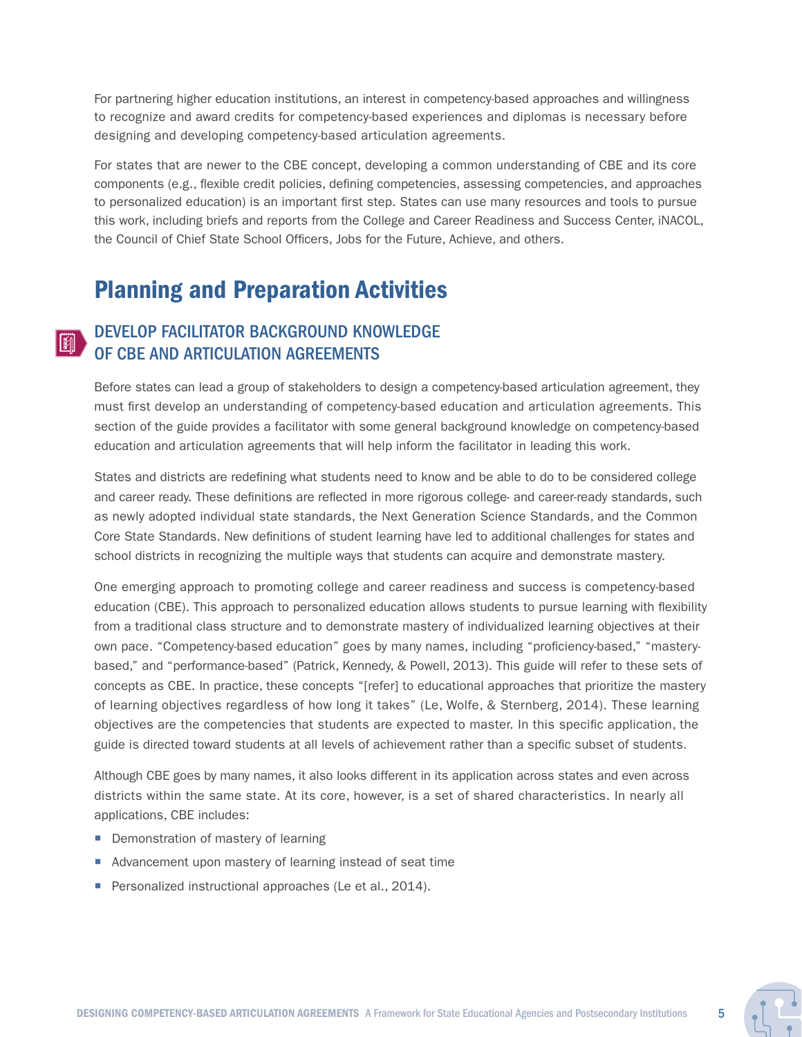For partnering higher education institutions, an interest in competency-based approaches and willingness to recognize and award credits for competency-based experiences and diplomas is necessary before designing and developing competency-based articulation agreements.

For states that are newer to the CBE concept, developing a common understanding of CBE and its core components (e.g., flexible credit policies, defining competencies, assessing competencies, and approaches to personalized education) is an important first step. States can use many resources and tools to pursue this work, including briefs and reports from the College and Career Readiness and Success Center, iNACOL, the Council of Chief State School Officers, Jobs for the Future, Achieve, and others.

## Planning and Preparation Activities

### DEVELOP FACILITATOR BACKGROUND KNOWLEDGE OF CBE AND ARTICULATION AGREEMENTS

Before states can lead a group of stakeholders to design a competency-based articulation agreement, they must first develop an understanding of competency-based education and articulation agreements. This section of the guide provides a facilitator with some general background knowledge on competency-based education and articulation agreements that will help inform the facilitator in leading this work.

States and districts are redefining what students need to know and be able to do to be considered college and career ready. These definitions are reflected in more rigorous college- and career-ready standards, such as newly adopted individual state standards, the Next Generation Science Standards, and the Common Core State Standards. New definitions of student learning have led to additional challenges for states and school districts in recognizing the multiple ways that students can acquire and demonstrate mastery.

One emerging approach to promoting college and career readiness and success is competency-based education (CBE). This approach to personalized education allows students to pursue learning with flexibility from a traditional class structure and to demonstrate mastery of individualized learning objectives at their own pace. "Competency-based education" goes by many names, including "proficiency-based," "mastery-based," and "performance-based" (Patrick, Kennedy, & Powell, 2013). This guide will refer to these sets of concepts as CBE. In practice, these concepts "[refer] to educational approaches that prioritize the mastery of learning objectives regardless of how long it takes" (Le, Wolfe, & Sternberg, 2014). These learning objectives are the competencies that students are expected to master. In this specific application, the guide is directed toward students at all levels of achievement rather than a specific subset of students.

Although CBE goes by many names, it also looks different in its application across states and even across districts within the same state. At its core, however, is a set of shared characteristics. In nearly all applications, CBE includes:

- Demonstration of mastery of learning
- Advancement upon mastery of learning instead of seat time
- Personalized instructional approaches (Le et al., 2014).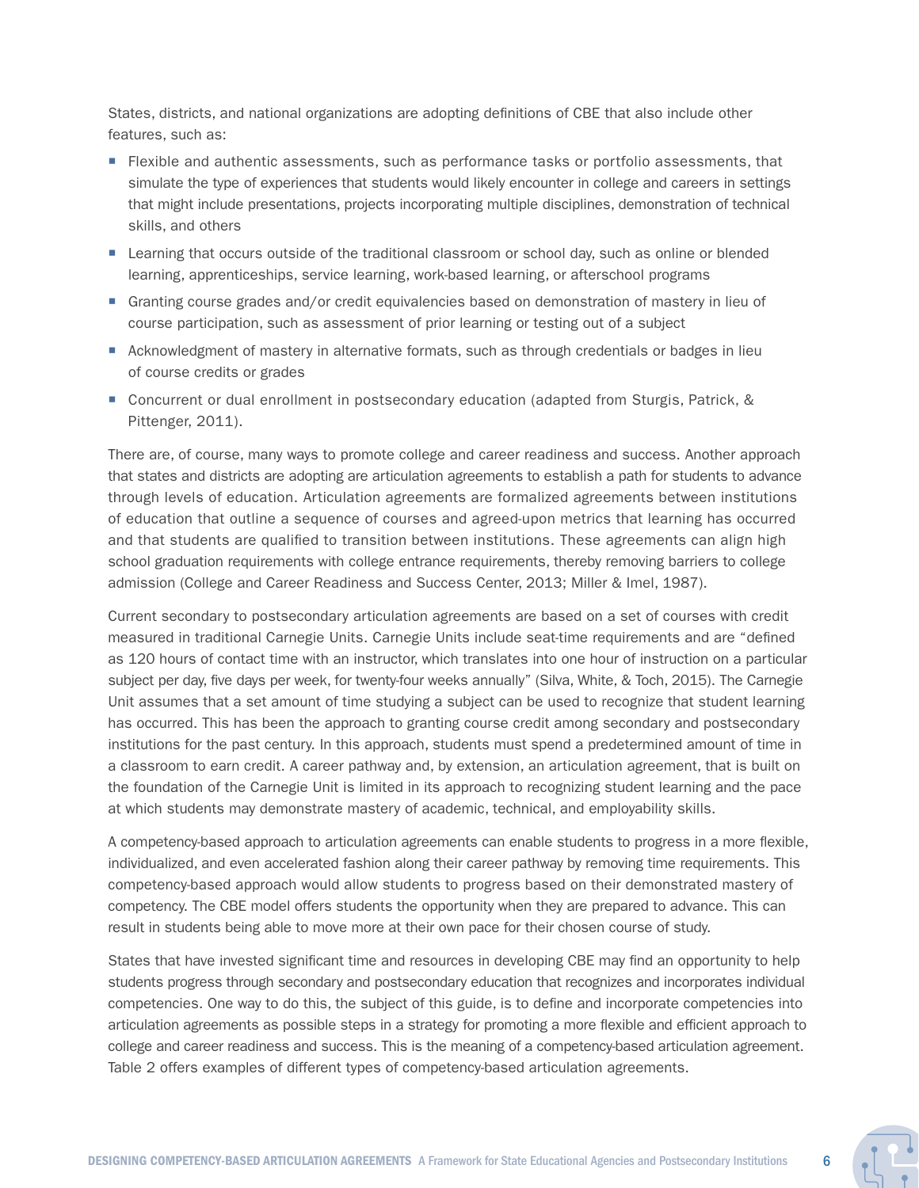States, districts, and national organizations are adopting definitions of CBE that also include other features, such as:

- Flexible and authentic assessments, such as performance tasks or portfolio assessments, that simulate the type of experiences that students would likely encounter in college and careers in settings that might include presentations, projects incorporating multiple disciplines, demonstration of technical skills, and others
- Learning that occurs outside of the traditional classroom or school day, such as online or blended learning, apprenticeships, service learning, work-based learning, or afterschool programs
- Granting course grades and/or credit equivalencies based on demonstration of mastery in lieu of course participation, such as assessment of prior learning or testing out of a subject
- Acknowledgment of mastery in alternative formats, such as through credentials or badges in lieu of course credits or grades
- Concurrent or dual enrollment in postsecondary education (adapted from Sturgis, Patrick, & Pittenger, 2011).

There are, of course, many ways to promote college and career readiness and success. Another approach that states and districts are adopting are articulation agreements to establish a path for students to advance through levels of education. Articulation agreements are formalized agreements between institutions of education that outline a sequence of courses and agreed-upon metrics that learning has occurred and that students are qualified to transition between institutions. These agreements can align high school graduation requirements with college entrance requirements, thereby removing barriers to college admission (College and Career Readiness and Success Center, 2013; Miller & Imel, 1987).

Current secondary to postsecondary articulation agreements are based on a set of courses with credit measured in traditional Carnegie Units. Carnegie Units include seat-time requirements and are "defined as 120 hours of contact time with an instructor, which translates into one hour of instruction on a particular subject per day, five days per week, for twenty-four weeks annually" (Silva, White, & Toch, 2015). The Carnegie Unit assumes that a set amount of time studying a subject can be used to recognize that student learning has occurred. This has been the approach to granting course credit among secondary and postsecondary institutions for the past century. In this approach, students must spend a predetermined amount of time in a classroom to earn credit. A career pathway and, by extension, an articulation agreement, that is built on the foundation of the Carnegie Unit is limited in its approach to recognizing student learning and the pace at which students may demonstrate mastery of academic, technical, and employability skills.

A competency-based approach to articulation agreements can enable students to progress in a more flexible, individualized, and even accelerated fashion along their career pathway by removing time requirements. This competency-based approach would allow students to progress based on their demonstrated mastery of competency. The CBE model offers students the opportunity when they are prepared to advance. This can result in students being able to move more at their own pace for their chosen course of study.

States that have invested significant time and resources in developing CBE may find an opportunity to help students progress through secondary and postsecondary education that recognizes and incorporates individual competencies. One way to do this, the subject of this guide, is to define and incorporate competencies into articulation agreements as possible steps in a strategy for promoting a more flexible and efficient approach to college and career readiness and success. This is the meaning of a competency-based articulation agreement. Table 2 offers examples of different types of competency-based articulation agreements.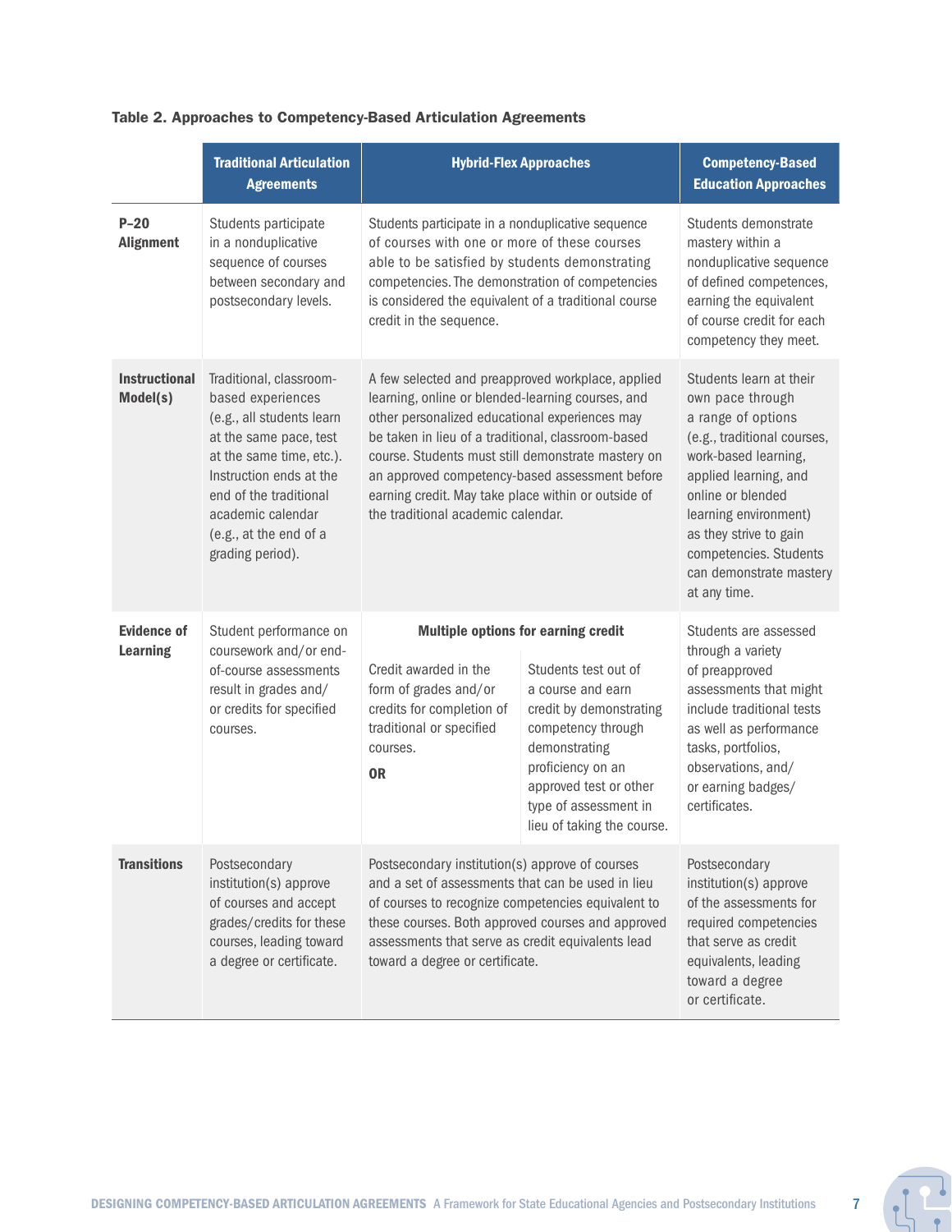**Table 2. Approaches to Competency-Based Articulation Agreements**

| | Traditional Articulation Agreements | Hybrid-Flex Approaches | | Competency-Based Education Approaches |
|---|---|---|---|---|
| **P–20 Alignment** | Students participate in a nonduplicative sequence of courses between secondary and postsecondary levels. | Students participate in a nonduplicative sequence of courses with one or more of these courses able to be satisfied by students demonstrating competencies. The demonstration of competencies is considered the equivalent of a traditional course credit in the sequence. | | Students demonstrate mastery within a nonduplicative sequence of defined competences, earning the equivalent of course credit for each competency they meet. |
| **Instructional Model(s)** | Traditional, classroom-based experiences (e.g., all students learn at the same pace, test at the same time, etc.). Instruction ends at the end of the traditional academic calendar (e.g., at the end of a grading period). | A few selected and preapproved workplace, applied learning, online or blended-learning courses, and other personalized educational experiences may be taken in lieu of a traditional, classroom-based course. Students must still demonstrate mastery on an approved competency-based assessment before earning credit. May take place within or outside of the traditional academic calendar. | | Students learn at their own pace through a range of options (e.g., traditional courses, work-based learning, applied learning, and online or blended learning environment) as they strive to gain competencies. Students can demonstrate mastery at any time. |
| **Evidence of Learning** | Student performance on coursework and/or end-of-course assessments result in grades and/or credits for specified courses. | **Multiple options for earning credit**<br><br>Credit awarded in the form of grades and/or credits for completion of traditional or specified courses.<br><br>**OR** | Students test out of a course and earn credit by demonstrating competency through demonstrating proficiency on an approved test or other type of assessment in lieu of taking the course. | Students are assessed through a variety of preapproved assessments that might include traditional tests as well as performance tasks, portfolios, observations, and/or earning badges/certificates. |
| **Transitions** | Postsecondary institution(s) approve of courses and accept grades/credits for these courses, leading toward a degree or certificate. | Postsecondary institution(s) approve of courses and a set of assessments that can be used in lieu of courses to recognize competencies equivalent to these courses. Both approved courses and approved assessments that serve as credit equivalents lead toward a degree or certificate. | | Postsecondary institution(s) approve of the assessments for required competencies that serve as credit equivalents, leading toward a degree or certificate. |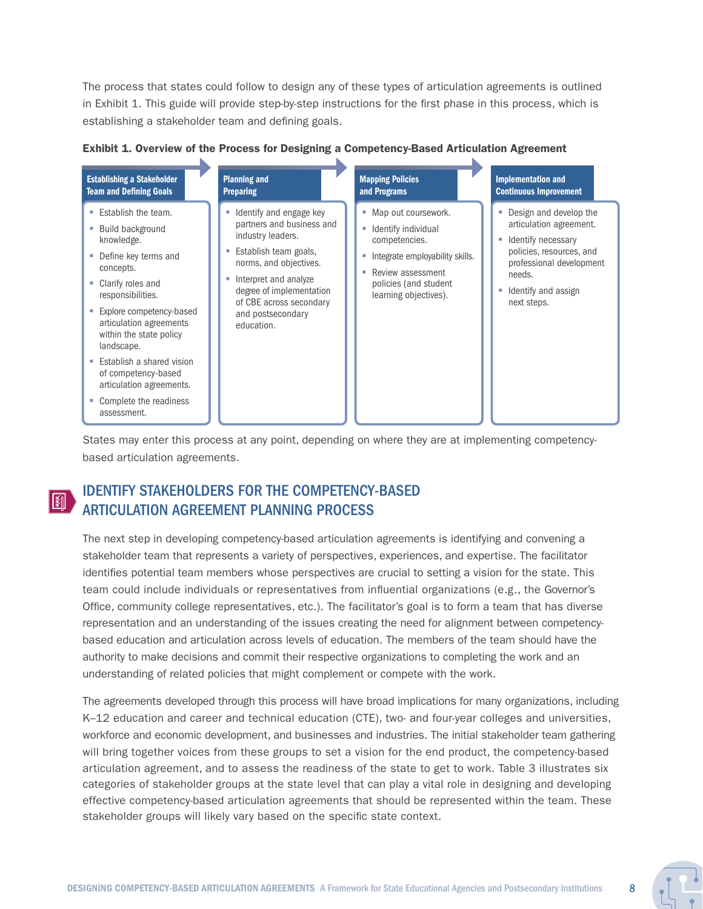The process that states could follow to design any of these types of articulation agreements is outlined in Exhibit 1. This guide will provide step-by-step instructions for the first phase in this process, which is establishing a stakeholder team and defining goals.

**Exhibit 1. Overview of the Process for Designing a Competency-Based Articulation Agreement**

| Establishing a Stakeholder Team and Defining Goals | Planning and Preparing | Mapping Policies and Programs | Implementation and Continuous Improvement |
|---|---|---|---|
| ▪ Establish the team.<br>▪ Build background knowledge.<br>▪ Define key terms and concepts.<br>▪ Clarify roles and responsibilities.<br>▪ Explore competency-based articulation agreements within the state policy landscape.<br>▪ Establish a shared vision of competency-based articulation agreements.<br>▪ Complete the readiness assessment. | ▪ Identify and engage key partners and business and industry leaders.<br>▪ Establish team goals, norms, and objectives.<br>▪ Interpret and analyze degree of implementation of CBE across secondary and postsecondary education. | ▪ Map out coursework.<br>▪ Identify individual competencies.<br>▪ Integrate employability skills.<br>▪ Review assessment policies (and student learning objectives). | ▪ Design and develop the articulation agreement.<br>▪ Identify necessary policies, resources, and professional development needs.<br>▪ Identify and assign next steps. |

States may enter this process at any point, depending on where they are at implementing competency-based articulation agreements.

## IDENTIFY STAKEHOLDERS FOR THE COMPETENCY-BASED ARTICULATION AGREEMENT PLANNING PROCESS

The next step in developing competency-based articulation agreements is identifying and convening a stakeholder team that represents a variety of perspectives, experiences, and expertise. The facilitator identifies potential team members whose perspectives are crucial to setting a vision for the state. This team could include individuals or representatives from influential organizations (e.g., the Governor's Office, community college representatives, etc.). The facilitator's goal is to form a team that has diverse representation and an understanding of the issues creating the need for alignment between competency-based education and articulation across levels of education. The members of the team should have the authority to make decisions and commit their respective organizations to completing the work and an understanding of related policies that might complement or compete with the work.

The agreements developed through this process will have broad implications for many organizations, including K–12 education and career and technical education (CTE), two- and four-year colleges and universities, workforce and economic development, and businesses and industries. The initial stakeholder team gathering will bring together voices from these groups to set a vision for the end product, the competency-based articulation agreement, and to assess the readiness of the state to get to work. Table 3 illustrates six categories of stakeholder groups at the state level that can play a vital role in designing and developing effective competency-based articulation agreements that should be represented within the team. These stakeholder groups will likely vary based on the specific state context.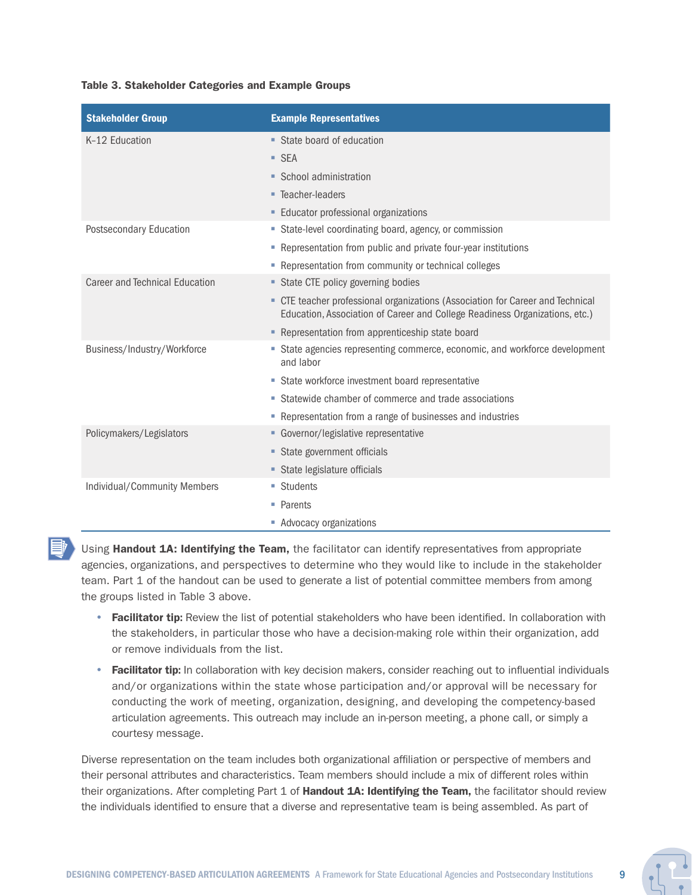**Table 3. Stakeholder Categories and Example Groups**

| Stakeholder Group | Example Representatives |
|---|---|
| K–12 Education | ▪ State board of education<br>▪ SEA<br>▪ School administration<br>▪ Teacher-leaders<br>▪ Educator professional organizations |
| Postsecondary Education | ▪ State-level coordinating board, agency, or commission<br>▪ Representation from public and private four-year institutions<br>▪ Representation from community or technical colleges |
| Career and Technical Education | ▪ State CTE policy governing bodies<br>▪ CTE teacher professional organizations (Association for Career and Technical Education, Association of Career and College Readiness Organizations, etc.)<br>▪ Representation from apprenticeship state board |
| Business/Industry/Workforce | ▪ State agencies representing commerce, economic, and workforce development and labor<br>▪ State workforce investment board representative<br>▪ Statewide chamber of commerce and trade associations<br>▪ Representation from a range of businesses and industries |
| Policymakers/Legislators | ▪ Governor/legislative representative<br>▪ State government officials<br>▪ State legislature officials |
| Individual/Community Members | ▪ Students<br>▪ Parents<br>▪ Advocacy organizations |

Using **Handout 1A: Identifying the Team,** the facilitator can identify representatives from appropriate agencies, organizations, and perspectives to determine who they would like to include in the stakeholder team. Part 1 of the handout can be used to generate a list of potential committee members from among the groups listed in Table 3 above.

- **Facilitator tip:** Review the list of potential stakeholders who have been identified. In collaboration with the stakeholders, in particular those who have a decision-making role within their organization, add or remove individuals from the list.
- **Facilitator tip:** In collaboration with key decision makers, consider reaching out to influential individuals and/or organizations within the state whose participation and/or approval will be necessary for conducting the work of meeting, organization, designing, and developing the competency-based articulation agreements. This outreach may include an in-person meeting, a phone call, or simply a courtesy message.

Diverse representation on the team includes both organizational affiliation or perspective of members and their personal attributes and characteristics. Team members should include a mix of different roles within their organizations. After completing Part 1 of **Handout 1A: Identifying the Team,** the facilitator should review the individuals identified to ensure that a diverse and representative team is being assembled. As part of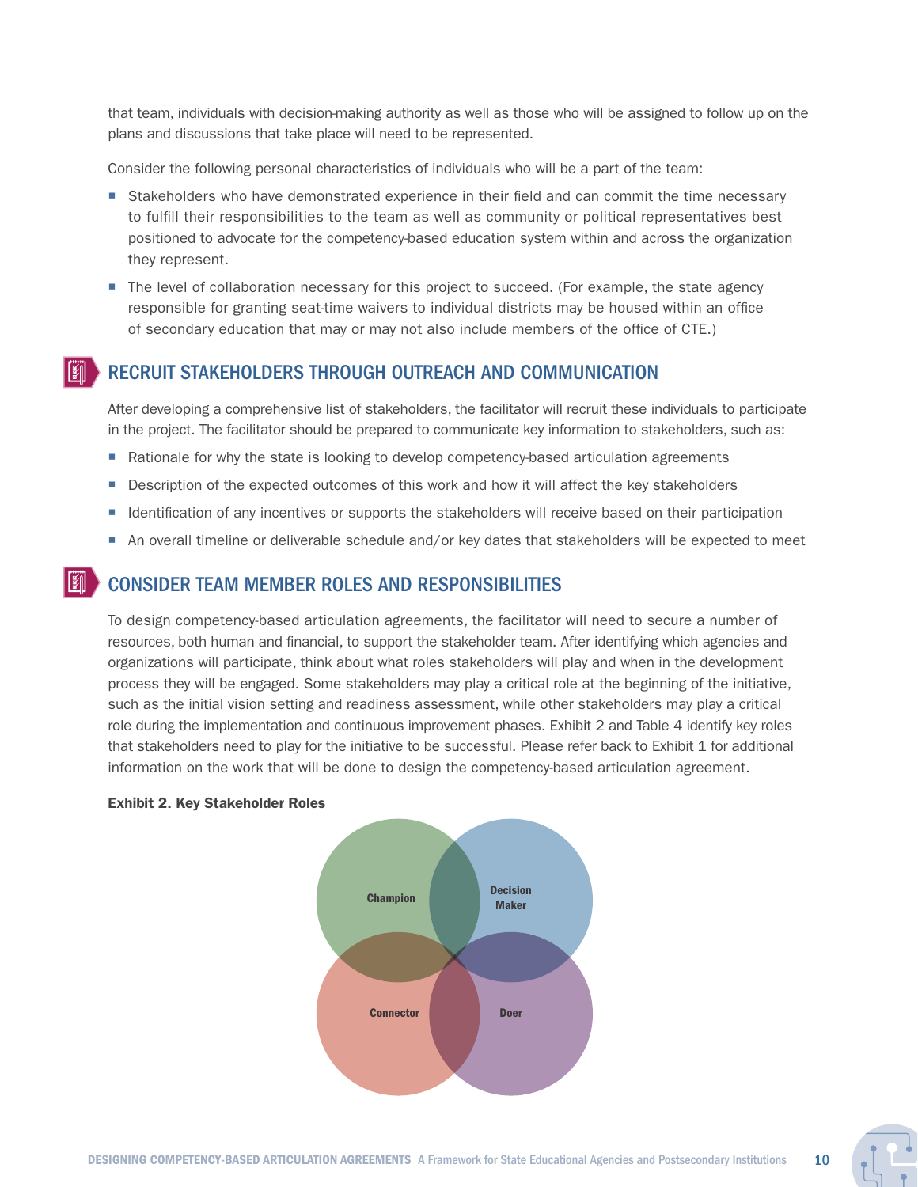that team, individuals with decision-making authority as well as those who will be assigned to follow up on the plans and discussions that take place will need to be represented.

Consider the following personal characteristics of individuals who will be a part of the team:

- Stakeholders who have demonstrated experience in their field and can commit the time necessary to fulfill their responsibilities to the team as well as community or political representatives best positioned to advocate for the competency-based education system within and across the organization they represent.
- The level of collaboration necessary for this project to succeed. (For example, the state agency responsible for granting seat-time waivers to individual districts may be housed within an office of secondary education that may or may not also include members of the office of CTE.)

## RECRUIT STAKEHOLDERS THROUGH OUTREACH AND COMMUNICATION

After developing a comprehensive list of stakeholders, the facilitator will recruit these individuals to participate in the project. The facilitator should be prepared to communicate key information to stakeholders, such as:

- Rationale for why the state is looking to develop competency-based articulation agreements
- Description of the expected outcomes of this work and how it will affect the key stakeholders
- Identification of any incentives or supports the stakeholders will receive based on their participation
- An overall timeline or deliverable schedule and/or key dates that stakeholders will be expected to meet

## CONSIDER TEAM MEMBER ROLES AND RESPONSIBILITIES

To design competency-based articulation agreements, the facilitator will need to secure a number of resources, both human and financial, to support the stakeholder team. After identifying which agencies and organizations will participate, think about what roles stakeholders will play and when in the development process they will be engaged. Some stakeholders may play a critical role at the beginning of the initiative, such as the initial vision setting and readiness assessment, while other stakeholders may play a critical role during the implementation and continuous improvement phases. Exhibit 2 and Table 4 identify key roles that stakeholders need to play for the initiative to be successful. Please refer back to Exhibit 1 for additional information on the work that will be done to design the competency-based articulation agreement.

**Exhibit 2. Key Stakeholder Roles**

Champion, Decision Maker, Connector, Doer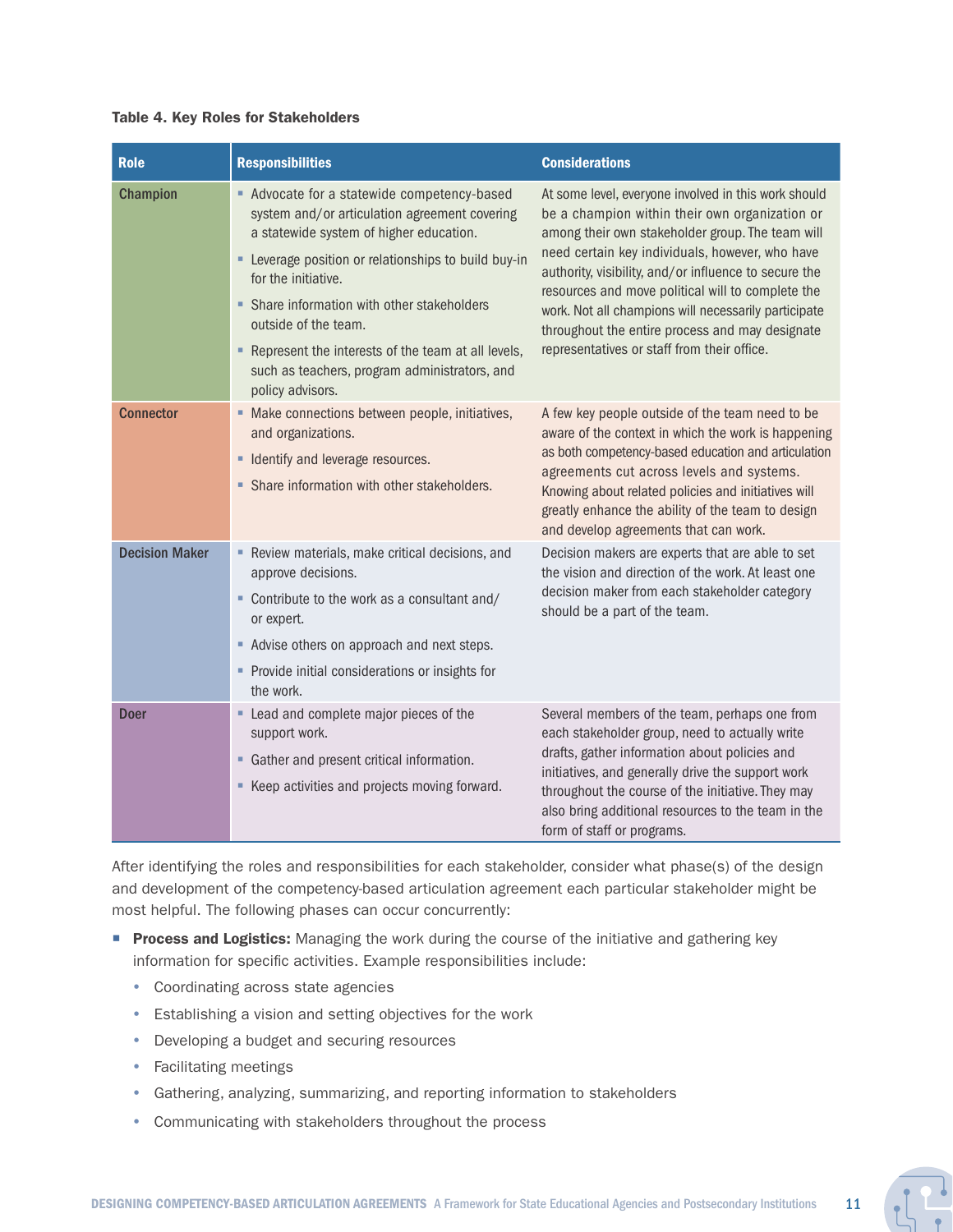**Table 4. Key Roles for Stakeholders**

| Role | Responsibilities | Considerations |
|---|---|---|
| **Champion** | ▪ Advocate for a statewide competency-based system and/or articulation agreement covering a statewide system of higher education.<br>▪ Leverage position or relationships to build buy-in for the initiative.<br>▪ Share information with other stakeholders outside of the team.<br>▪ Represent the interests of the team at all levels, such as teachers, program administrators, and policy advisors. | At some level, everyone involved in this work should be a champion within their own organization or among their own stakeholder group. The team will need certain key individuals, however, who have authority, visibility, and/or influence to secure the resources and move political will to complete the work. Not all champions will necessarily participate throughout the entire process and may designate representatives or staff from their office. |
| **Connector** | ▪ Make connections between people, initiatives, and organizations.<br>▪ Identify and leverage resources.<br>▪ Share information with other stakeholders. | A few key people outside of the team need to be aware of the context in which the work is happening as both competency-based education and articulation agreements cut across levels and systems. Knowing about related policies and initiatives will greatly enhance the ability of the team to design and develop agreements that can work. |
| **Decision Maker** | ▪ Review materials, make critical decisions, and approve decisions.<br>▪ Contribute to the work as a consultant and/or expert.<br>▪ Advise others on approach and next steps.<br>▪ Provide initial considerations or insights for the work. | Decision makers are experts that are able to set the vision and direction of the work. At least one decision maker from each stakeholder category should be a part of the team. |
| **Doer** | ▪ Lead and complete major pieces of the support work.<br>▪ Gather and present critical information.<br>▪ Keep activities and projects moving forward. | Several members of the team, perhaps one from each stakeholder group, need to actually write drafts, gather information about policies and initiatives, and generally drive the support work throughout the course of the initiative. They may also bring additional resources to the team in the form of staff or programs. |

After identifying the roles and responsibilities for each stakeholder, consider what phase(s) of the design and development of the competency-based articulation agreement each particular stakeholder might be most helpful. The following phases can occur concurrently:

- **Process and Logistics:** Managing the work during the course of the initiative and gathering key information for specific activities. Example responsibilities include:
  - Coordinating across state agencies
  - Establishing a vision and setting objectives for the work
  - Developing a budget and securing resources
  - Facilitating meetings
  - Gathering, analyzing, summarizing, and reporting information to stakeholders
  - Communicating with stakeholders throughout the process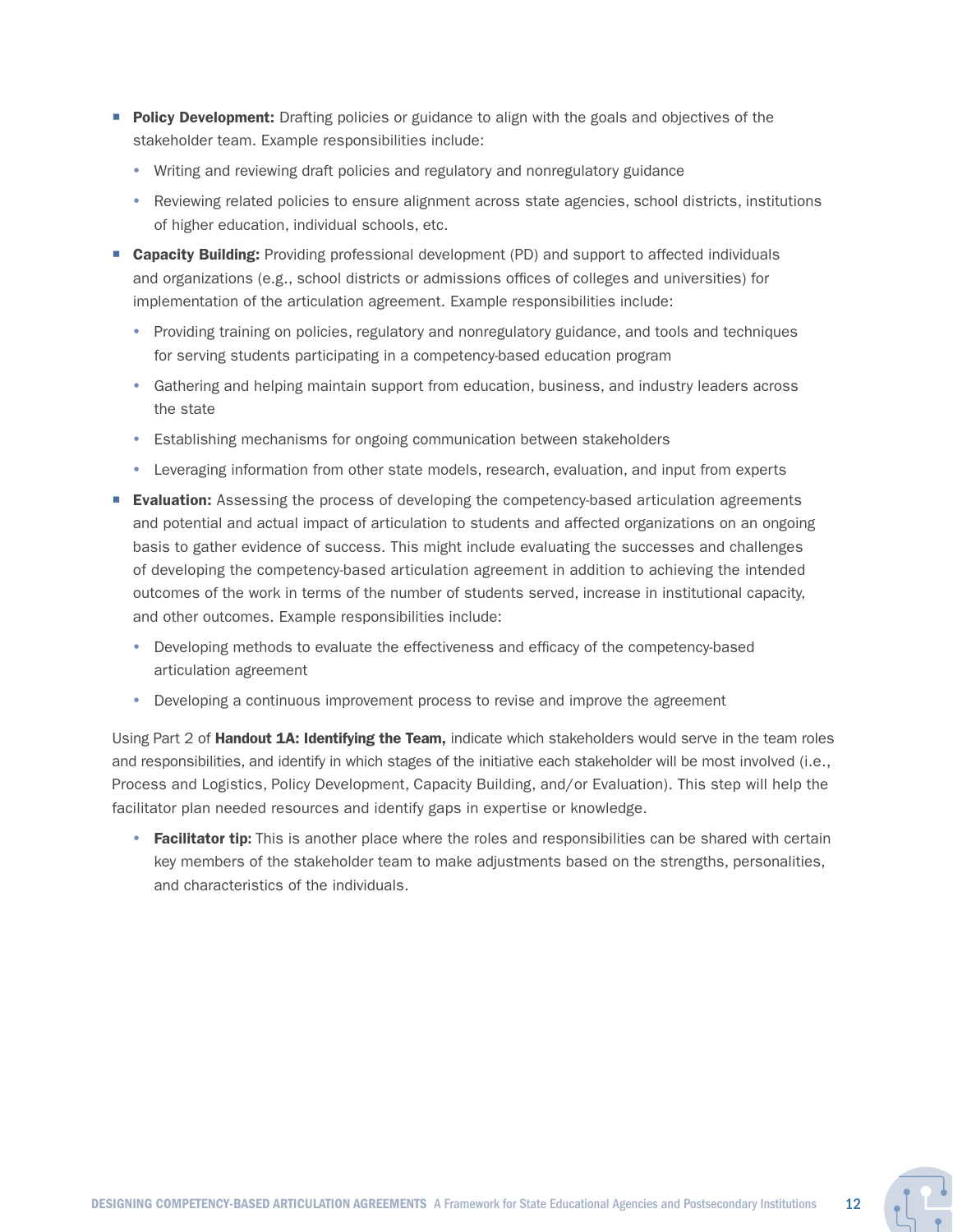- **Policy Development:** Drafting policies or guidance to align with the goals and objectives of the stakeholder team. Example responsibilities include:
  - Writing and reviewing draft policies and regulatory and nonregulatory guidance
  - Reviewing related policies to ensure alignment across state agencies, school districts, institutions of higher education, individual schools, etc.
- **Capacity Building:** Providing professional development (PD) and support to affected individuals and organizations (e.g., school districts or admissions offices of colleges and universities) for implementation of the articulation agreement. Example responsibilities include:
  - Providing training on policies, regulatory and nonregulatory guidance, and tools and techniques for serving students participating in a competency-based education program
  - Gathering and helping maintain support from education, business, and industry leaders across the state
  - Establishing mechanisms for ongoing communication between stakeholders
  - Leveraging information from other state models, research, evaluation, and input from experts
- **Evaluation:** Assessing the process of developing the competency-based articulation agreements and potential and actual impact of articulation to students and affected organizations on an ongoing basis to gather evidence of success. This might include evaluating the successes and challenges of developing the competency-based articulation agreement in addition to achieving the intended outcomes of the work in terms of the number of students served, increase in institutional capacity, and other outcomes. Example responsibilities include:
  - Developing methods to evaluate the effectiveness and efficacy of the competency-based articulation agreement
  - Developing a continuous improvement process to revise and improve the agreement

Using Part 2 of **Handout 1A: Identifying the Team,** indicate which stakeholders would serve in the team roles and responsibilities, and identify in which stages of the initiative each stakeholder will be most involved (i.e., Process and Logistics, Policy Development, Capacity Building, and/or Evaluation). This step will help the facilitator plan needed resources and identify gaps in expertise or knowledge.

- **Facilitator tip:** This is another place where the roles and responsibilities can be shared with certain key members of the stakeholder team to make adjustments based on the strengths, personalities, and characteristics of the individuals.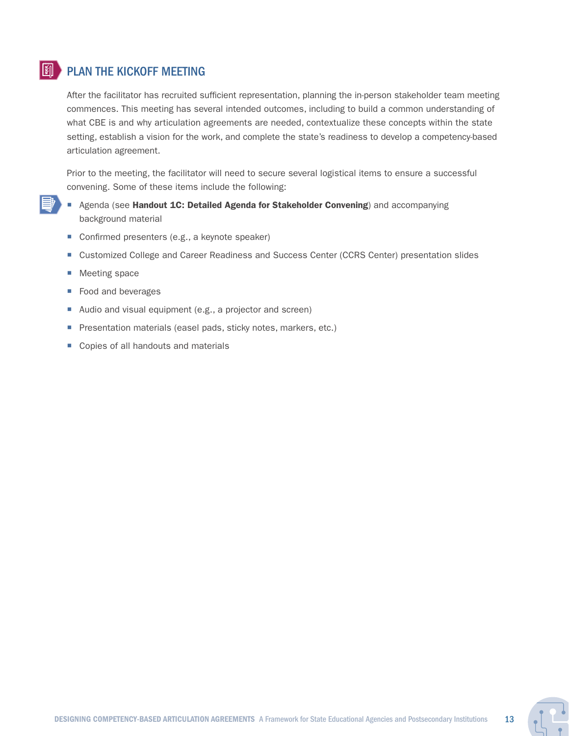## PLAN THE KICKOFF MEETING

After the facilitator has recruited sufficient representation, planning the in-person stakeholder team meeting commences. This meeting has several intended outcomes, including to build a common understanding of what CBE is and why articulation agreements are needed, contextualize these concepts within the state setting, establish a vision for the work, and complete the state's readiness to develop a competency-based articulation agreement.

Prior to the meeting, the facilitator will need to secure several logistical items to ensure a successful convening. Some of these items include the following:

- Agenda (see **Handout 1C: Detailed Agenda for Stakeholder Convening**) and accompanying background material
- Confirmed presenters (e.g., a keynote speaker)
- Customized College and Career Readiness and Success Center (CCRS Center) presentation slides
- Meeting space
- Food and beverages
- Audio and visual equipment (e.g., a projector and screen)
- Presentation materials (easel pads, sticky notes, markers, etc.)
- Copies of all handouts and materials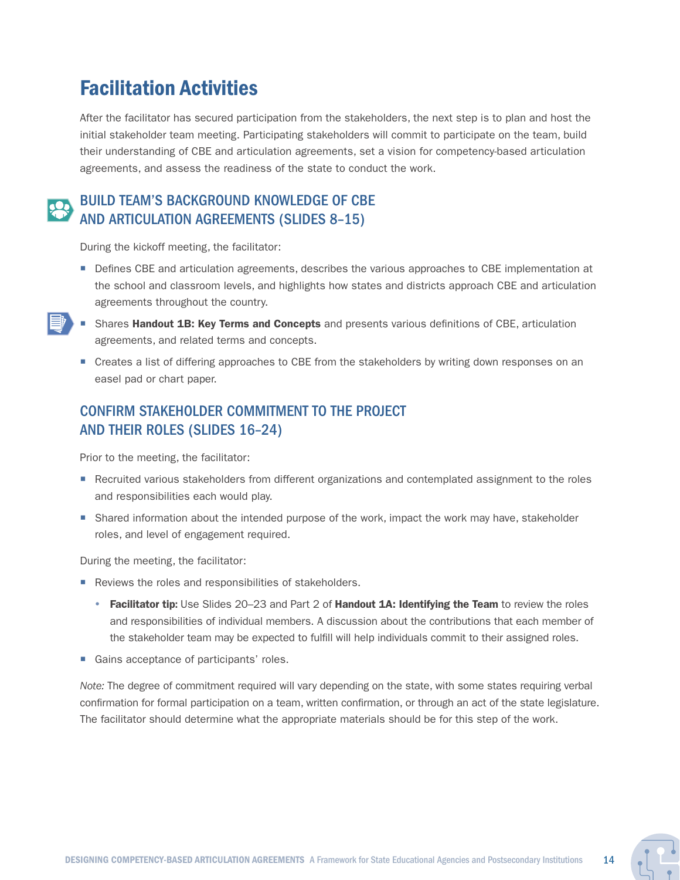# Facilitation Activities

After the facilitator has secured participation from the stakeholders, the next step is to plan and host the initial stakeholder team meeting. Participating stakeholders will commit to participate on the team, build their understanding of CBE and articulation agreements, set a vision for competency-based articulation agreements, and assess the readiness of the state to conduct the work.

## BUILD TEAM'S BACKGROUND KNOWLEDGE OF CBE AND ARTICULATION AGREEMENTS (SLIDES 8–15)

During the kickoff meeting, the facilitator:

- Defines CBE and articulation agreements, describes the various approaches to CBE implementation at the school and classroom levels, and highlights how states and districts approach CBE and articulation agreements throughout the country.
- Shares **Handout 1B: Key Terms and Concepts** and presents various definitions of CBE, articulation agreements, and related terms and concepts.
- Creates a list of differing approaches to CBE from the stakeholders by writing down responses on an easel pad or chart paper.

## CONFIRM STAKEHOLDER COMMITMENT TO THE PROJECT AND THEIR ROLES (SLIDES 16–24)

Prior to the meeting, the facilitator:

- Recruited various stakeholders from different organizations and contemplated assignment to the roles and responsibilities each would play.
- Shared information about the intended purpose of the work, impact the work may have, stakeholder roles, and level of engagement required.

During the meeting, the facilitator:

- Reviews the roles and responsibilities of stakeholders.
  - **Facilitator tip:** Use Slides 20–23 and Part 2 of **Handout 1A: Identifying the Team** to review the roles and responsibilities of individual members. A discussion about the contributions that each member of the stakeholder team may be expected to fulfill will help individuals commit to their assigned roles.
- Gains acceptance of participants' roles.

*Note:* The degree of commitment required will vary depending on the state, with some states requiring verbal confirmation for formal participation on a team, written confirmation, or through an act of the state legislature. The facilitator should determine what the appropriate materials should be for this step of the work.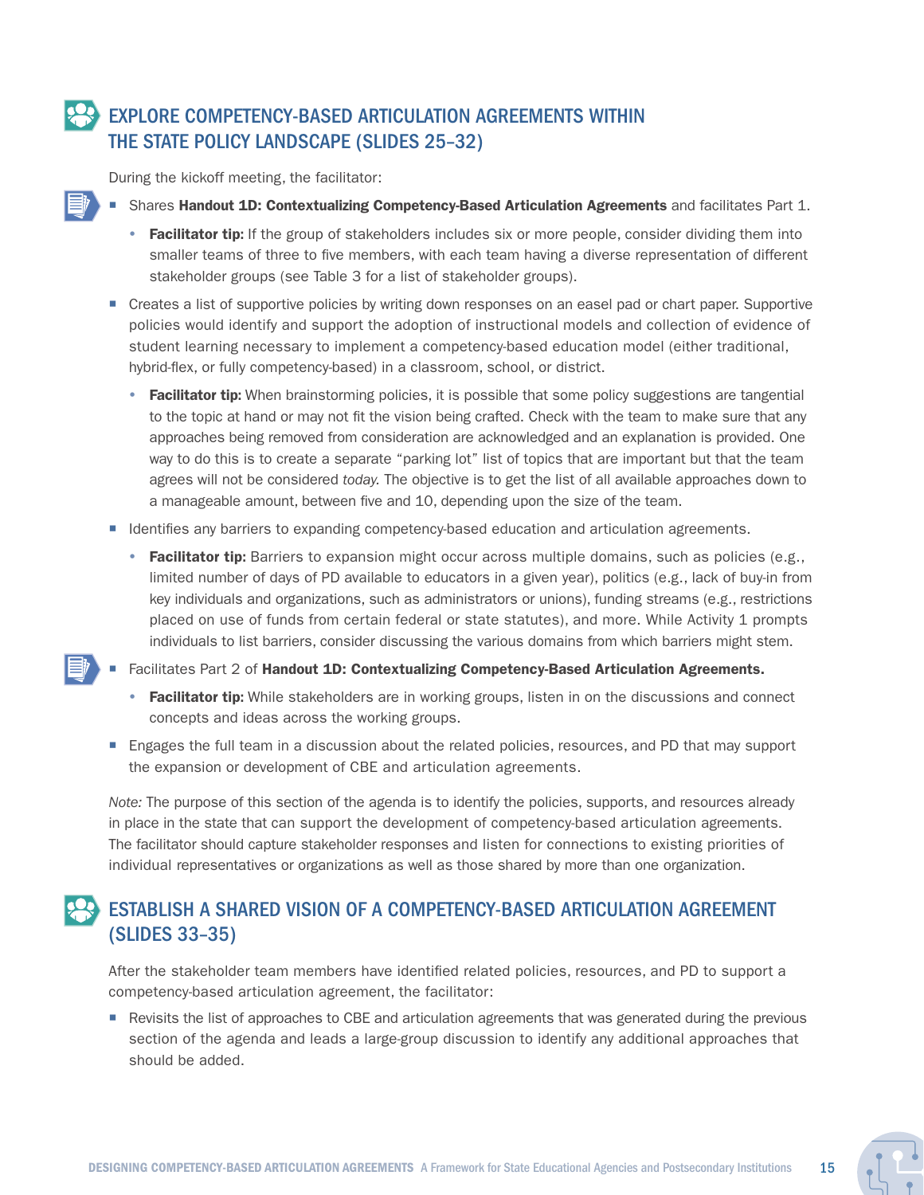## EXPLORE COMPETENCY-BASED ARTICULATION AGREEMENTS WITHIN THE STATE POLICY LANDSCAPE (SLIDES 25–32)

During the kickoff meeting, the facilitator:

- Shares **Handout 1D: Contextualizing Competency-Based Articulation Agreements** and facilitates Part 1.
  - **Facilitator tip:** If the group of stakeholders includes six or more people, consider dividing them into smaller teams of three to five members, with each team having a diverse representation of different stakeholder groups (see Table 3 for a list of stakeholder groups).
- Creates a list of supportive policies by writing down responses on an easel pad or chart paper. Supportive policies would identify and support the adoption of instructional models and collection of evidence of student learning necessary to implement a competency-based education model (either traditional, hybrid-flex, or fully competency-based) in a classroom, school, or district.
  - **Facilitator tip:** When brainstorming policies, it is possible that some policy suggestions are tangential to the topic at hand or may not fit the vision being crafted. Check with the team to make sure that any approaches being removed from consideration are acknowledged and an explanation is provided. One way to do this is to create a separate "parking lot" list of topics that are important but that the team agrees will not be considered *today*. The objective is to get the list of all available approaches down to a manageable amount, between five and 10, depending upon the size of the team.
- Identifies any barriers to expanding competency-based education and articulation agreements.
  - **Facilitator tip:** Barriers to expansion might occur across multiple domains, such as policies (e.g., limited number of days of PD available to educators in a given year), politics (e.g., lack of buy-in from key individuals and organizations, such as administrators or unions), funding streams (e.g., restrictions placed on use of funds from certain federal or state statutes), and more. While Activity 1 prompts individuals to list barriers, consider discussing the various domains from which barriers might stem.
- Facilitates Part 2 of **Handout 1D: Contextualizing Competency-Based Articulation Agreements.**
  - **Facilitator tip:** While stakeholders are in working groups, listen in on the discussions and connect concepts and ideas across the working groups.
- Engages the full team in a discussion about the related policies, resources, and PD that may support the expansion or development of CBE and articulation agreements.

*Note:* The purpose of this section of the agenda is to identify the policies, supports, and resources already in place in the state that can support the development of competency-based articulation agreements. The facilitator should capture stakeholder responses and listen for connections to existing priorities of individual representatives or organizations as well as those shared by more than one organization.

## ESTABLISH A SHARED VISION OF A COMPETENCY-BASED ARTICULATION AGREEMENT (SLIDES 33–35)

After the stakeholder team members have identified related policies, resources, and PD to support a competency-based articulation agreement, the facilitator:

- Revisits the list of approaches to CBE and articulation agreements that was generated during the previous section of the agenda and leads a large-group discussion to identify any additional approaches that should be added.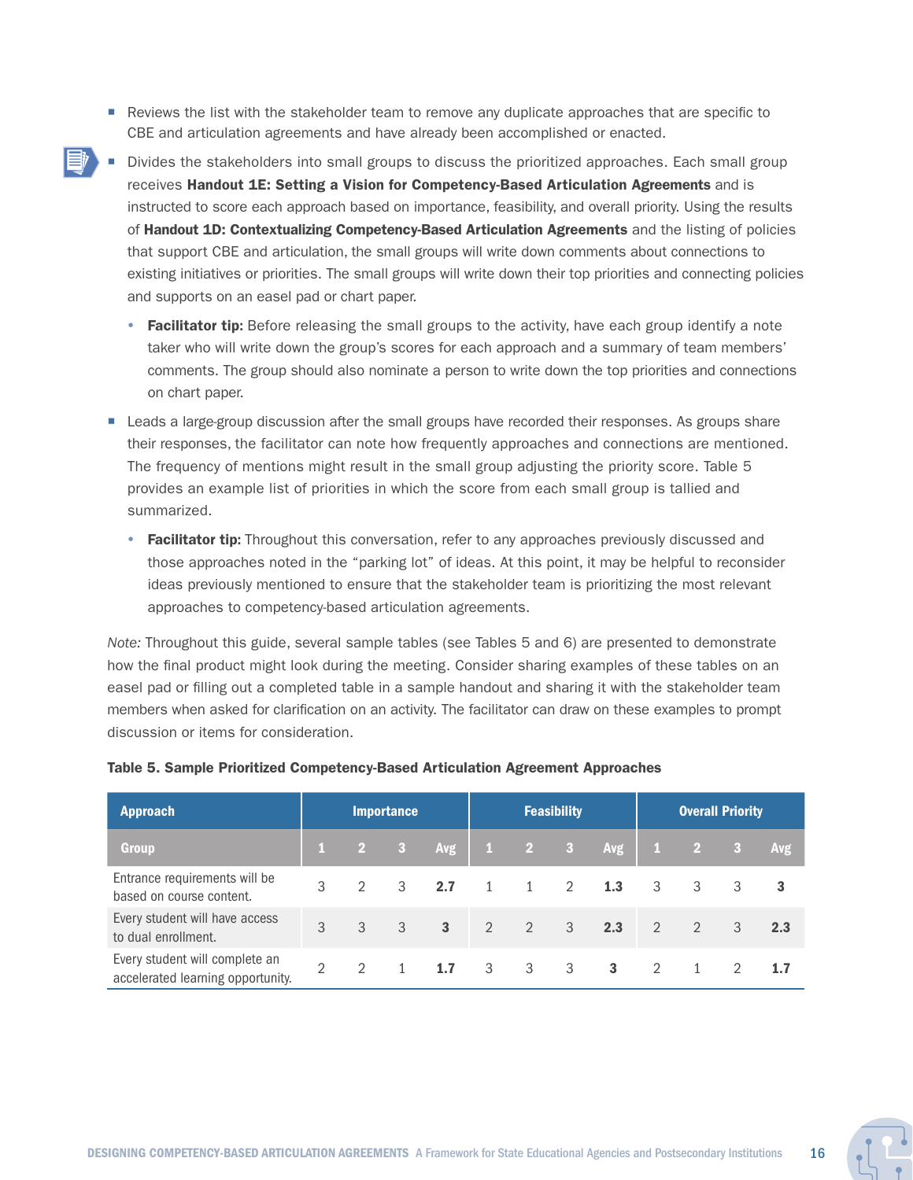- Reviews the list with the stakeholder team to remove any duplicate approaches that are specific to CBE and articulation agreements and have already been accomplished or enacted.
- Divides the stakeholders into small groups to discuss the prioritized approaches. Each small group receives **Handout 1E: Setting a Vision for Competency-Based Articulation Agreements** and is instructed to score each approach based on importance, feasibility, and overall priority. Using the results of **Handout 1D: Contextualizing Competency-Based Articulation Agreements** and the listing of policies that support CBE and articulation, the small groups will write down comments about connections to existing initiatives or priorities. The small groups will write down their top priorities and connecting policies and supports on an easel pad or chart paper.
  - **Facilitator tip:** Before releasing the small groups to the activity, have each group identify a note taker who will write down the group's scores for each approach and a summary of team members' comments. The group should also nominate a person to write down the top priorities and connections on chart paper.
- Leads a large-group discussion after the small groups have recorded their responses. As groups share their responses, the facilitator can note how frequently approaches and connections are mentioned. The frequency of mentions might result in the small group adjusting the priority score. Table 5 provides an example list of priorities in which the score from each small group is tallied and summarized.
  - **Facilitator tip:** Throughout this conversation, refer to any approaches previously discussed and those approaches noted in the "parking lot" of ideas. At this point, it may be helpful to reconsider ideas previously mentioned to ensure that the stakeholder team is prioritizing the most relevant approaches to competency-based articulation agreements.

*Note:* Throughout this guide, several sample tables (see Tables 5 and 6) are presented to demonstrate how the final product might look during the meeting. Consider sharing examples of these tables on an easel pad or filling out a completed table in a sample handout and sharing it with the stakeholder team members when asked for clarification on an activity. The facilitator can draw on these examples to prompt discussion or items for consideration.

**Table 5. Sample Prioritized Competency-Based Articulation Agreement Approaches**

| Approach | Importance | | | | Feasibility | | | | Overall Priority | | | |
|---|---|---|---|---|---|---|---|---|---|---|---|---|
| Group | 1 | 2 | 3 | Avg | 1 | 2 | 3 | Avg | 1 | 2 | 3 | Avg |
| Entrance requirements will be based on course content. | 3 | 2 | 3 | **2.7** | 1 | 1 | 2 | **1.3** | 3 | 3 | 3 | **3** |
| Every student will have access to dual enrollment. | 3 | 3 | 3 | **3** | 2 | 2 | 3 | **2.3** | 2 | 2 | 3 | **2.3** |
| Every student will complete an accelerated learning opportunity. | 2 | 2 | 1 | **1.7** | 3 | 3 | 3 | **3** | 2 | 1 | 2 | **1.7** |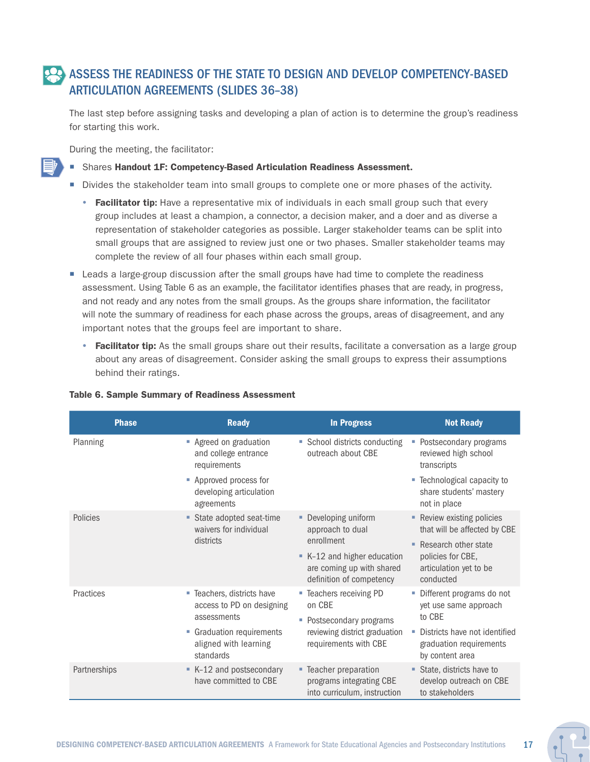## ASSESS THE READINESS OF THE STATE TO DESIGN AND DEVELOP COMPETENCY-BASED ARTICULATION AGREEMENTS (SLIDES 36–38)

The last step before assigning tasks and developing a plan of action is to determine the group's readiness for starting this work.

During the meeting, the facilitator:

- Shares **Handout 1F: Competency-Based Articulation Readiness Assessment.**
- Divides the stakeholder team into small groups to complete one or more phases of the activity.
  - **Facilitator tip:** Have a representative mix of individuals in each small group such that every group includes at least a champion, a connector, a decision maker, and a doer and as diverse a representation of stakeholder categories as possible. Larger stakeholder teams can be split into small groups that are assigned to review just one or two phases. Smaller stakeholder teams may complete the review of all four phases within each small group.
- Leads a large-group discussion after the small groups have had time to complete the readiness assessment. Using Table 6 as an example, the facilitator identifies phases that are ready, in progress, and not ready and any notes from the small groups. As the groups share information, the facilitator will note the summary of readiness for each phase across the groups, areas of disagreement, and any important notes that the groups feel are important to share.
  - **Facilitator tip:** As the small groups share out their results, facilitate a conversation as a large group about any areas of disagreement. Consider asking the small groups to express their assumptions behind their ratings.

**Table 6. Sample Summary of Readiness Assessment**

| Phase | Ready | In Progress | Not Ready |
|---|---|---|---|
| Planning | ▪ Agreed on graduation and college entrance requirements<br>▪ Approved process for developing articulation agreements | ▪ School districts conducting outreach about CBE | ▪ Postsecondary programs reviewed high school transcripts<br>▪ Technological capacity to share students' mastery not in place |
| Policies | ▪ State adopted seat-time waivers for individual districts | ▪ Developing uniform approach to dual enrollment<br>▪ K–12 and higher education are coming up with shared definition of competency | ▪ Review existing policies that will be affected by CBE<br>▪ Research other state policies for CBE, articulation yet to be conducted |
| Practices | ▪ Teachers, districts have access to PD on designing assessments<br>▪ Graduation requirements aligned with learning standards | ▪ Teachers receiving PD on CBE<br>▪ Postsecondary programs reviewing district graduation requirements with CBE | ▪ Different programs do not yet use same approach to CBE<br>▪ Districts have not identified graduation requirements by content area |
| Partnerships | ▪ K–12 and postsecondary have committed to CBE | ▪ Teacher preparation programs integrating CBE into curriculum, instruction | ▪ State, districts have to develop outreach on CBE to stakeholders |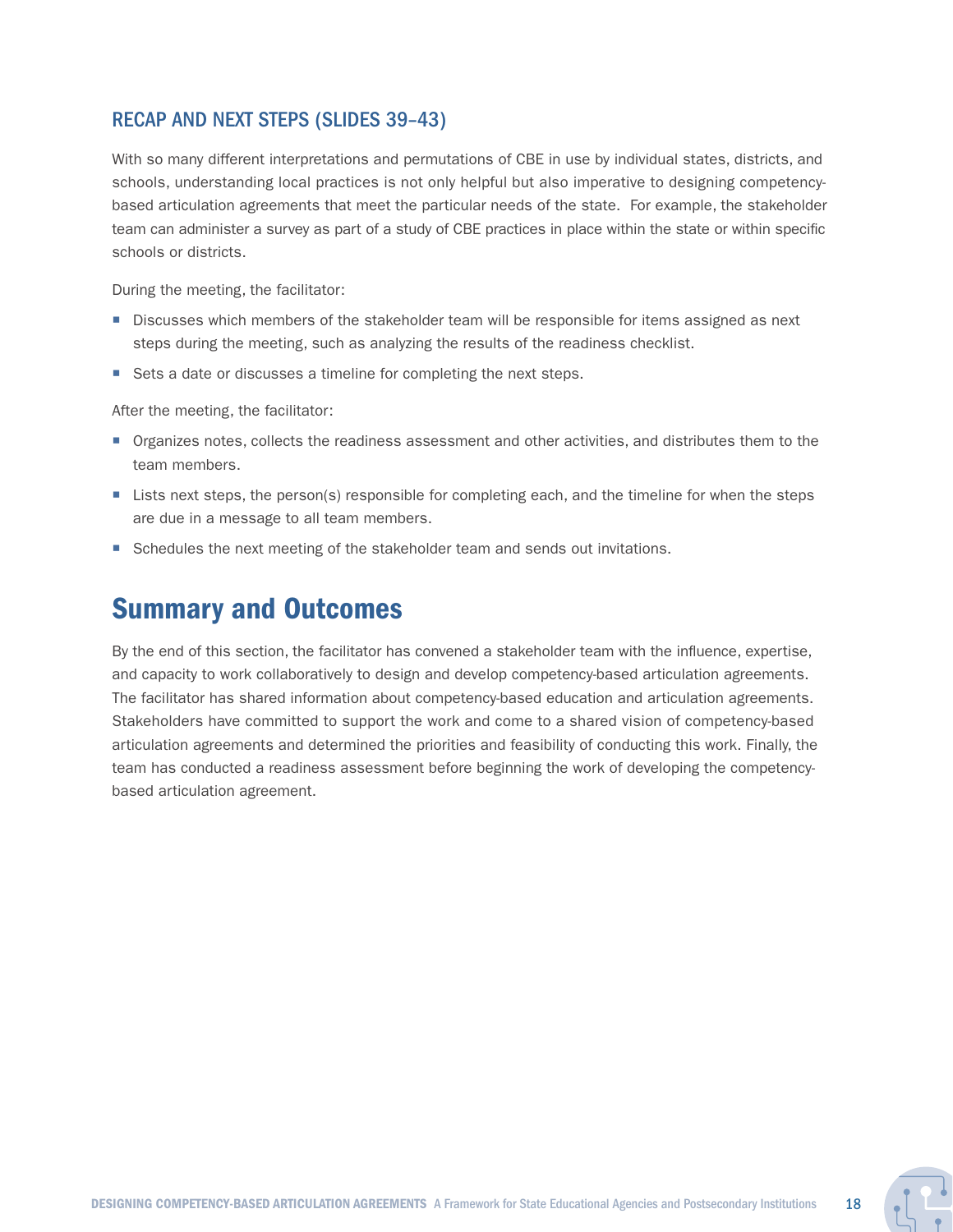### RECAP AND NEXT STEPS (SLIDES 39–43)

With so many different interpretations and permutations of CBE in use by individual states, districts, and schools, understanding local practices is not only helpful but also imperative to designing competency-based articulation agreements that meet the particular needs of the state. For example, the stakeholder team can administer a survey as part of a study of CBE practices in place within the state or within specific schools or districts.

During the meeting, the facilitator:

- Discusses which members of the stakeholder team will be responsible for items assigned as next steps during the meeting, such as analyzing the results of the readiness checklist.
- Sets a date or discusses a timeline for completing the next steps.

After the meeting, the facilitator:

- Organizes notes, collects the readiness assessment and other activities, and distributes them to the team members.
- Lists next steps, the person(s) responsible for completing each, and the timeline for when the steps are due in a message to all team members.
- Schedules the next meeting of the stakeholder team and sends out invitations.

## Summary and Outcomes

By the end of this section, the facilitator has convened a stakeholder team with the influence, expertise, and capacity to work collaboratively to design and develop competency-based articulation agreements. The facilitator has shared information about competency-based education and articulation agreements. Stakeholders have committed to support the work and come to a shared vision of competency-based articulation agreements and determined the priorities and feasibility of conducting this work. Finally, the team has conducted a readiness assessment before beginning the work of developing the competency-based articulation agreement.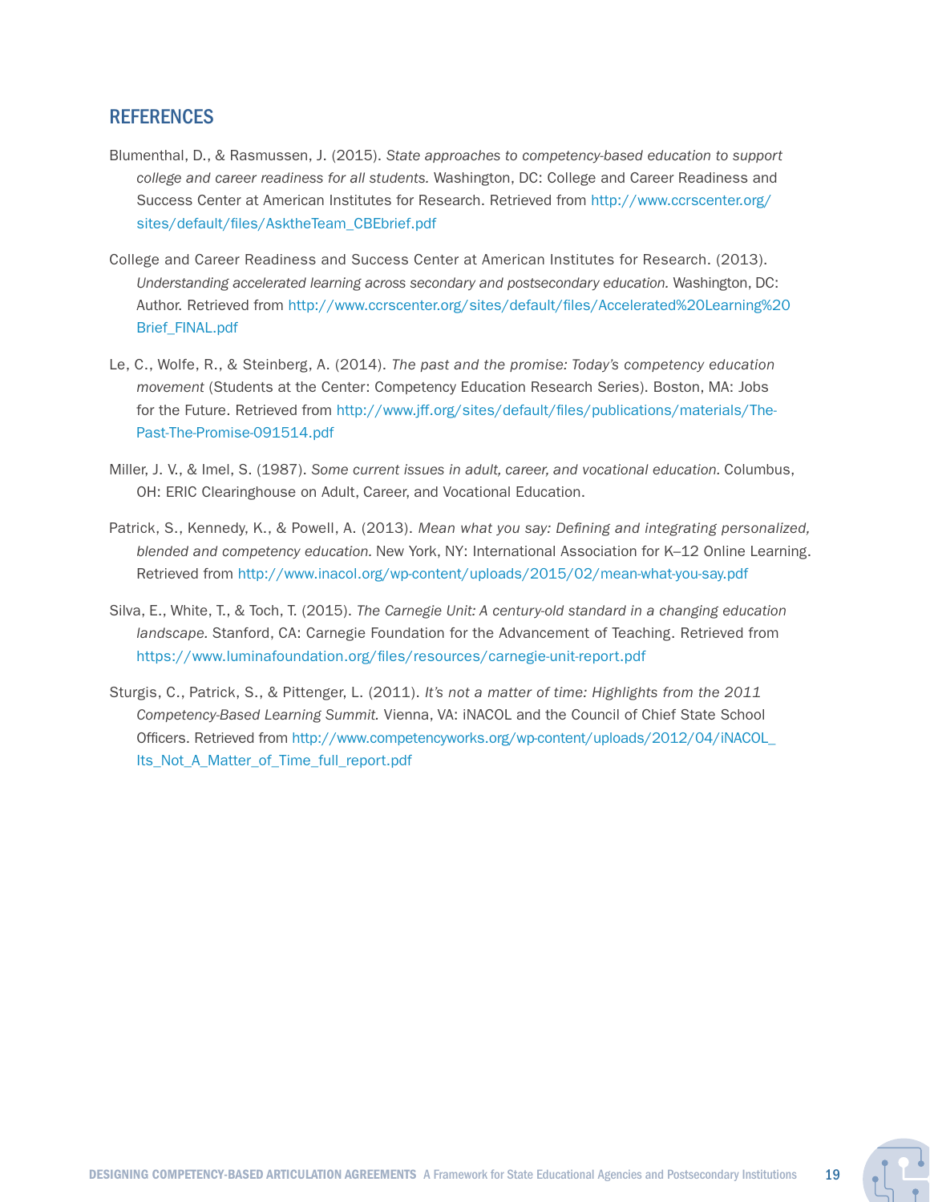## REFERENCES

Blumenthal, D., & Rasmussen, J. (2015). *State approaches to competency-based education to support college and career readiness for all students.* Washington, DC: College and Career Readiness and Success Center at American Institutes for Research. Retrieved from http://www.ccrscenter.org/sites/default/files/AsktheTeam_CBEbrief.pdf

College and Career Readiness and Success Center at American Institutes for Research. (2013). *Understanding accelerated learning across secondary and postsecondary education.* Washington, DC: Author. Retrieved from http://www.ccrscenter.org/sites/default/files/Accelerated%20Learning%20Brief_FINAL.pdf

Le, C., Wolfe, R., & Steinberg, A. (2014). *The past and the promise: Today's competency education movement* (Students at the Center: Competency Education Research Series). Boston, MA: Jobs for the Future. Retrieved from http://www.jff.org/sites/default/files/publications/materials/The-Past-The-Promise-091514.pdf

Miller, J. V., & Imel, S. (1987). *Some current issues in adult, career, and vocational education.* Columbus, OH: ERIC Clearinghouse on Adult, Career, and Vocational Education.

Patrick, S., Kennedy, K., & Powell, A. (2013). *Mean what you say: Defining and integrating personalized, blended and competency education.* New York, NY: International Association for K–12 Online Learning. Retrieved from http://www.inacol.org/wp-content/uploads/2015/02/mean-what-you-say.pdf

Silva, E., White, T., & Toch, T. (2015). *The Carnegie Unit: A century-old standard in a changing education landscape.* Stanford, CA: Carnegie Foundation for the Advancement of Teaching. Retrieved from https://www.luminafoundation.org/files/resources/carnegie-unit-report.pdf

Sturgis, C., Patrick, S., & Pittenger, L. (2011). *It's not a matter of time: Highlights from the 2011 Competency-Based Learning Summit.* Vienna, VA: iNACOL and the Council of Chief State School Officers. Retrieved from http://www.competencyworks.org/wp-content/uploads/2012/04/iNACOL_Its_Not_A_Matter_of_Time_full_report.pdf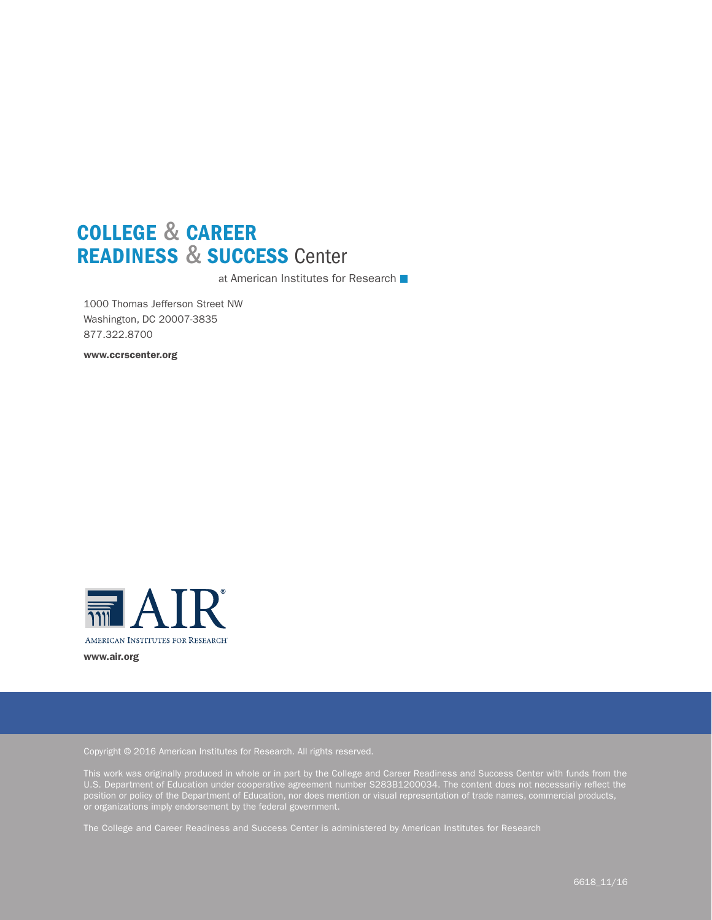**COLLEGE & CAREER READINESS & SUCCESS Center**

at American Institutes for Research

1000 Thomas Jefferson Street NW
Washington, DC 20007-3835
877.322.8700

**www.ccrscenter.org**

AIR®
AMERICAN INSTITUTES FOR RESEARCH

**www.air.org**

Copyright © 2016 American Institutes for Research. All rights reserved.

This work was originally produced in whole or in part by the College and Career Readiness and Success Center with funds from the U.S. Department of Education under cooperative agreement number S283B1200034. The content does not necessarily reflect the position or policy of the Department of Education, nor does mention or visual representation of trade names, commercial products, or organizations imply endorsement by the federal government.

The College and Career Readiness and Success Center is administered by American Institutes for Research

6618_11/16